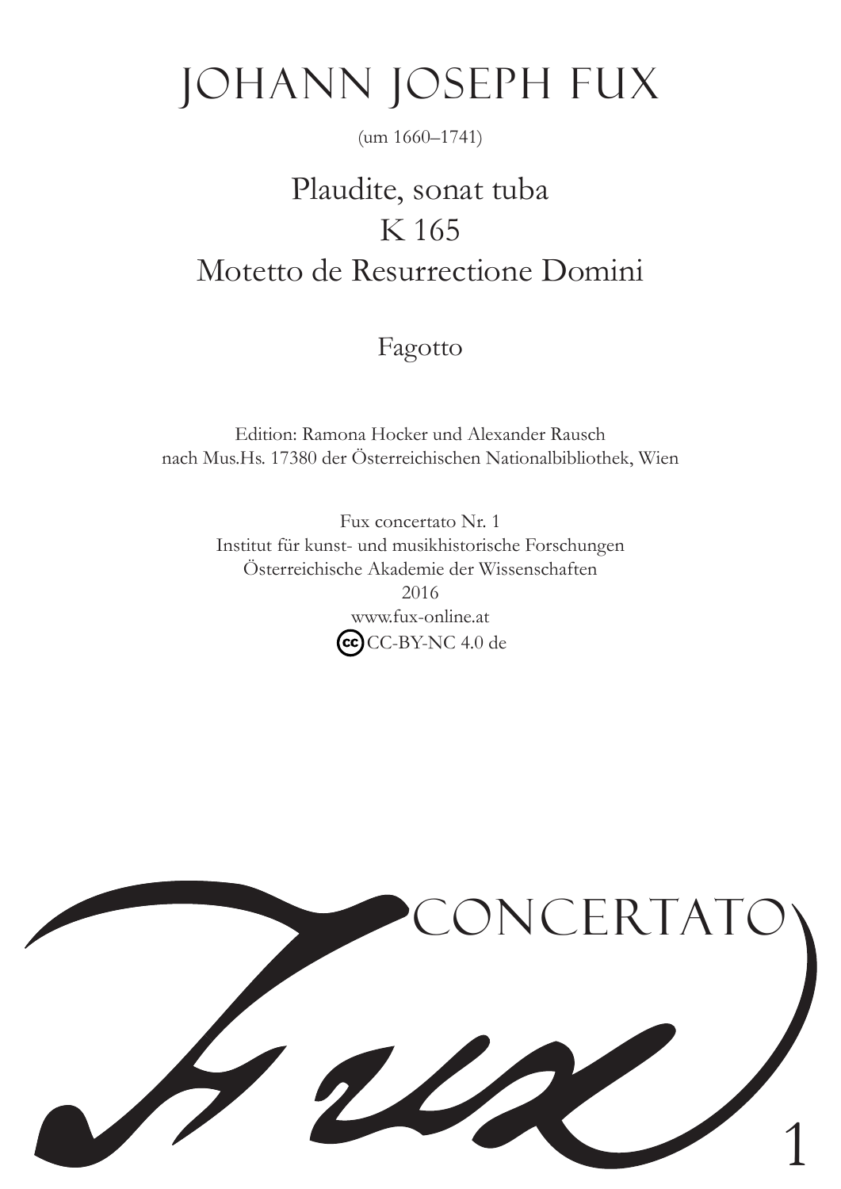# Johann Joseph Fux

(um 1660–1741)

## Plaudite, sonat tuba
## K 165
## Motetto de Resurrectione Domini

### Fagotto

Edition: Ramona Hocker und Alexander Rausch
nach Mus.Hs. 17380 der Österreichischen Nationalbibliothek, Wien

Fux concertato Nr. 1
Institut für kunst- und musikhistorische Forschungen
Österreichische Akademie der Wissenschaften
2016
www.fux-online.at
CC-BY-NC 4.0 de

Fux CONCERTATO 1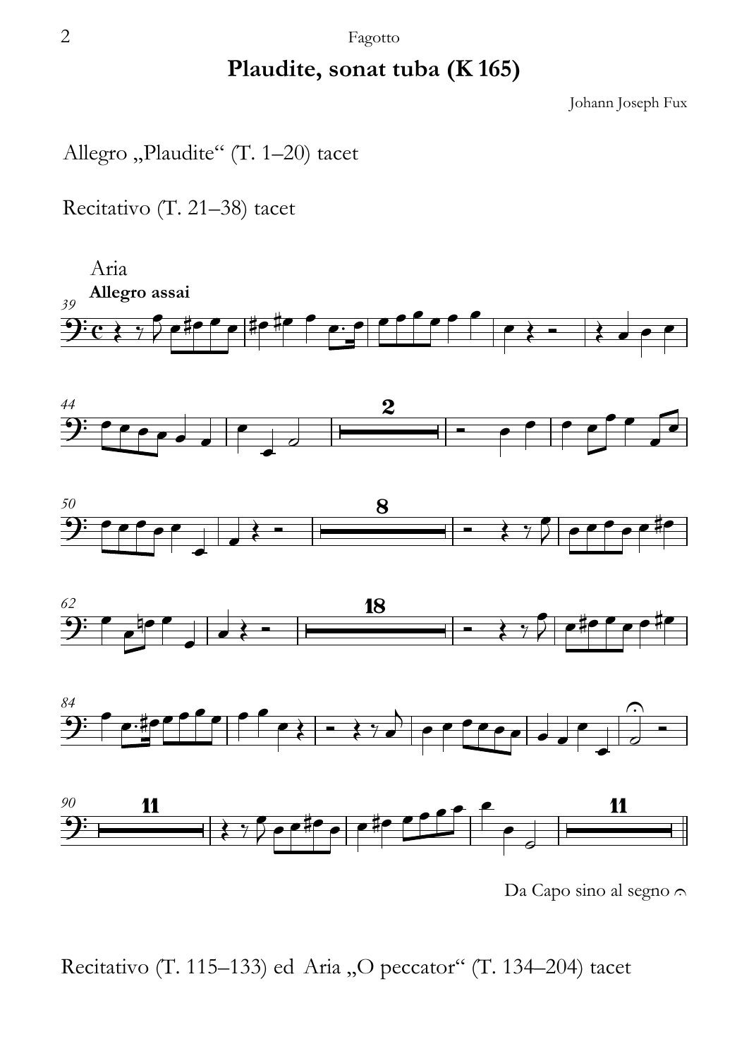# Plaudite, sonat tuba (K 165)

Johann Joseph Fux

Allegro „Plaudite“ (T. 1–20) tacet

Recitativo (T. 21–38) tacet

Aria

**Allegro assai**

Da Capo sino al segno 𝄐

Recitativo (T. 115–133) ed Aria „O peccator“ (T. 134–204) tacet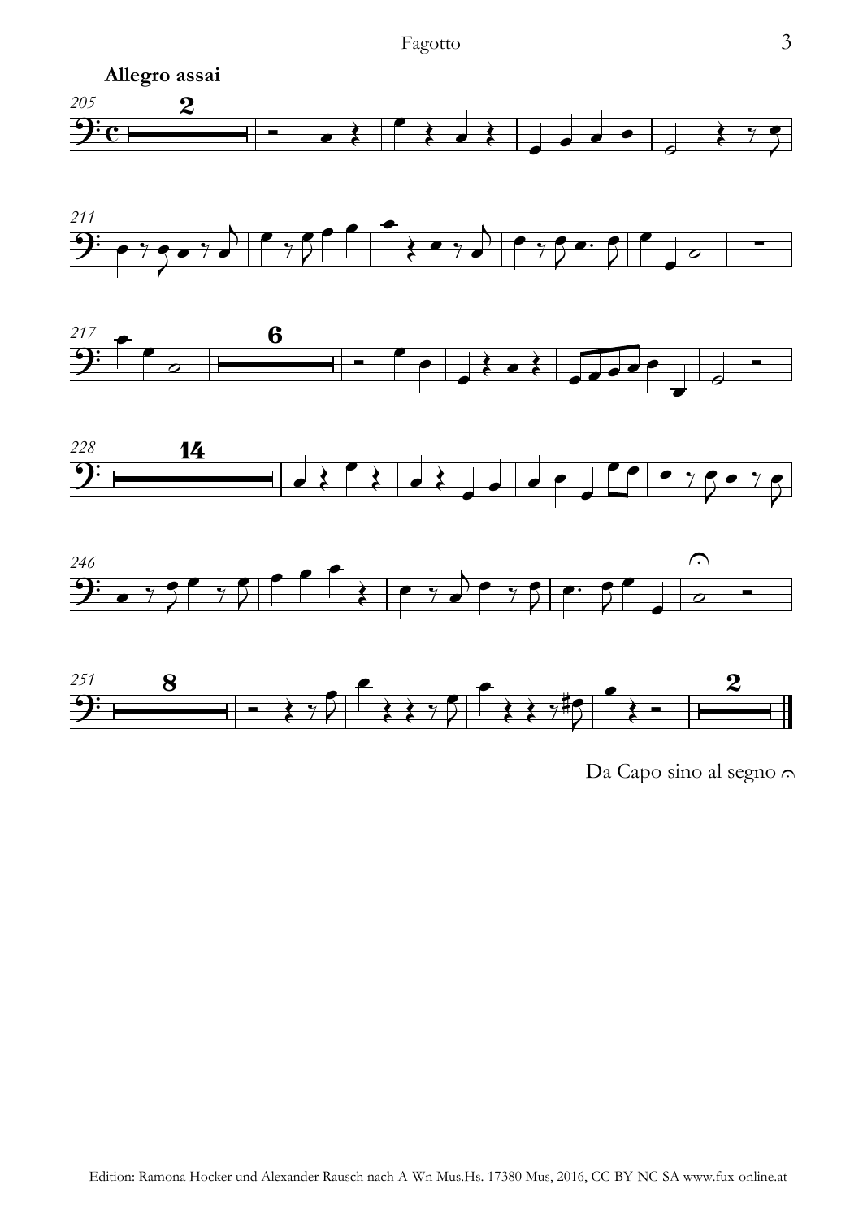**Allegro assai**

Da Capo sino al segno 𝄐

Edition: Ramona Hocker und Alexander Rausch nach A-Wn Mus.Hs. 17380 Mus, 2016, CC-BY-NC-SA www.fux-online.at